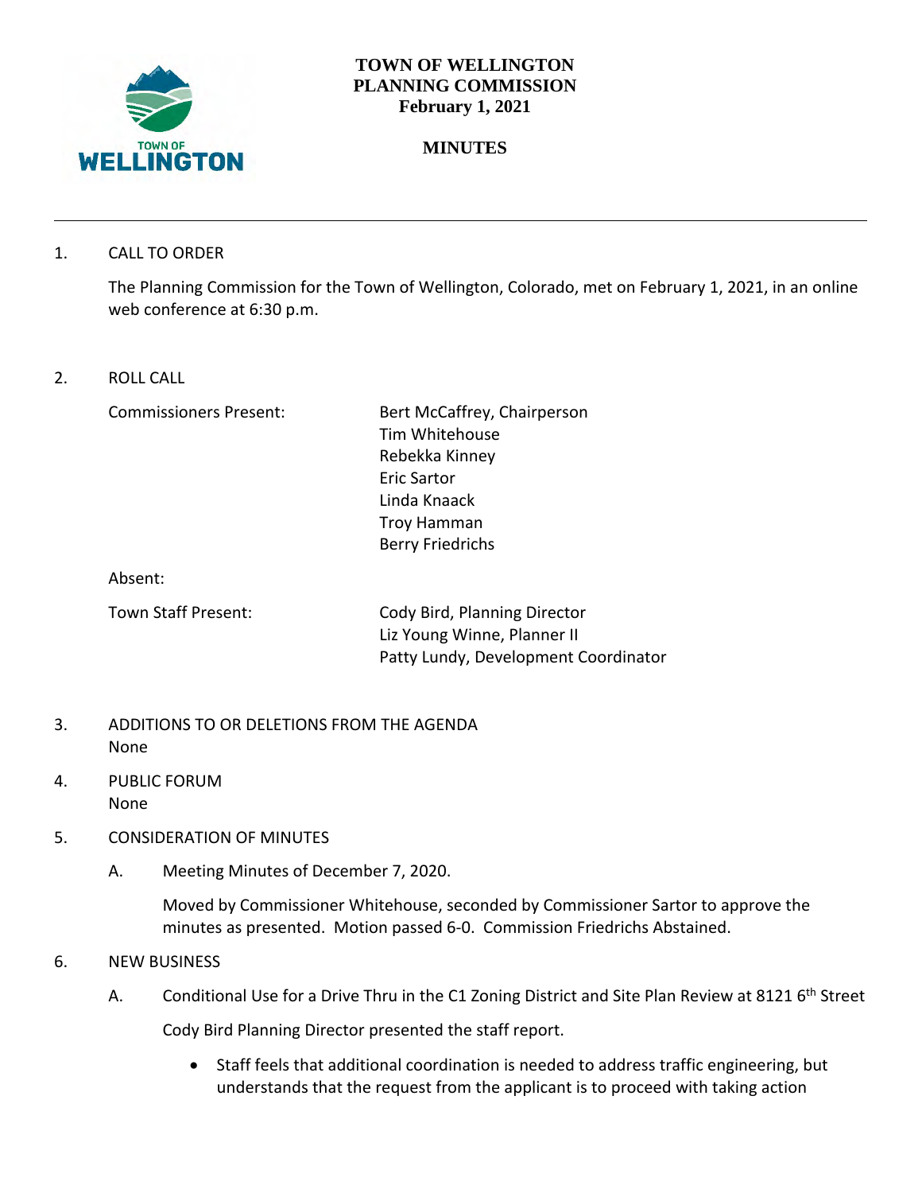# TOWN OF WELLINGTON
# PLANNING COMMISSION
## February 1, 2021

## MINUTES

---

1. CALL TO ORDER

   The Planning Commission for the Town of Wellington, Colorado, met on February 1, 2021, in an online web conference at 6:30 p.m.

2. ROLL CALL

| | |
|---|---|
| Commissioners Present: | Bert McCaffrey, Chairperson |
| | Tim Whitehouse |
| | Rebekka Kinney |
| | Eric Sartor |
| | Linda Knaack |
| | Troy Hamman |
| | Berry Friedrichs |
| Absent: | |
| Town Staff Present: | Cody Bird, Planning Director |
| | Liz Young Winne, Planner II |
| | Patty Lundy, Development Coordinator |

3. ADDITIONS TO OR DELETIONS FROM THE AGENDA
   None

4. PUBLIC FORUM
   None

5. CONSIDERATION OF MINUTES

   A. Meeting Minutes of December 7, 2020.

      Moved by Commissioner Whitehouse, seconded by Commissioner Sartor to approve the minutes as presented. Motion passed 6-0. Commission Friedrichs Abstained.

6. NEW BUSINESS

   A. Conditional Use for a Drive Thru in the C1 Zoning District and Site Plan Review at 8121 6th Street

      Cody Bird Planning Director presented the staff report.

      - Staff feels that additional coordination is needed to address traffic engineering, but understands that the request from the applicant is to proceed with taking action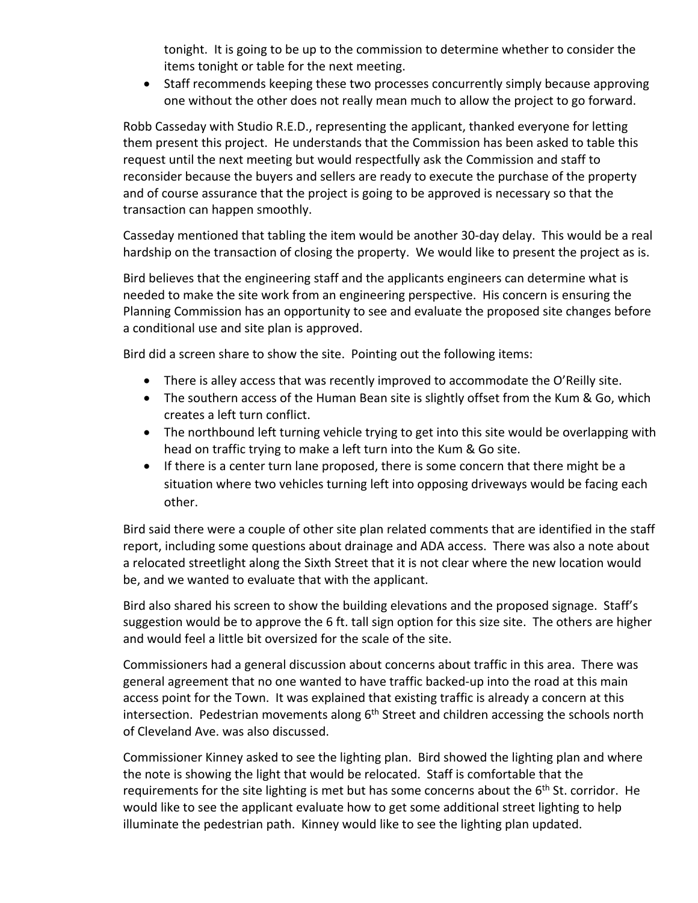tonight. It is going to be up to the commission to determine whether to consider the items tonight or table for the next meeting.

- Staff recommends keeping these two processes concurrently simply because approving one without the other does not really mean much to allow the project to go forward.

Robb Casseday with Studio R.E.D., representing the applicant, thanked everyone for letting them present this project. He understands that the Commission has been asked to table this request until the next meeting but would respectfully ask the Commission and staff to reconsider because the buyers and sellers are ready to execute the purchase of the property and of course assurance that the project is going to be approved is necessary so that the transaction can happen smoothly.

Casseday mentioned that tabling the item would be another 30-day delay. This would be a real hardship on the transaction of closing the property. We would like to present the project as is.

Bird believes that the engineering staff and the applicants engineers can determine what is needed to make the site work from an engineering perspective. His concern is ensuring the Planning Commission has an opportunity to see and evaluate the proposed site changes before a conditional use and site plan is approved.

Bird did a screen share to show the site. Pointing out the following items:

- There is alley access that was recently improved to accommodate the O'Reilly site.
- The southern access of the Human Bean site is slightly offset from the Kum & Go, which creates a left turn conflict.
- The northbound left turning vehicle trying to get into this site would be overlapping with head on traffic trying to make a left turn into the Kum & Go site.
- If there is a center turn lane proposed, there is some concern that there might be a situation where two vehicles turning left into opposing driveways would be facing each other.

Bird said there were a couple of other site plan related comments that are identified in the staff report, including some questions about drainage and ADA access. There was also a note about a relocated streetlight along the Sixth Street that it is not clear where the new location would be, and we wanted to evaluate that with the applicant.

Bird also shared his screen to show the building elevations and the proposed signage. Staff's suggestion would be to approve the 6 ft. tall sign option for this size site. The others are higher and would feel a little bit oversized for the scale of the site.

Commissioners had a general discussion about concerns about traffic in this area. There was general agreement that no one wanted to have traffic backed-up into the road at this main access point for the Town. It was explained that existing traffic is already a concern at this intersection. Pedestrian movements along 6th Street and children accessing the schools north of Cleveland Ave. was also discussed.

Commissioner Kinney asked to see the lighting plan. Bird showed the lighting plan and where the note is showing the light that would be relocated. Staff is comfortable that the requirements for the site lighting is met but has some concerns about the 6th St. corridor. He would like to see the applicant evaluate how to get some additional street lighting to help illuminate the pedestrian path. Kinney would like to see the lighting plan updated.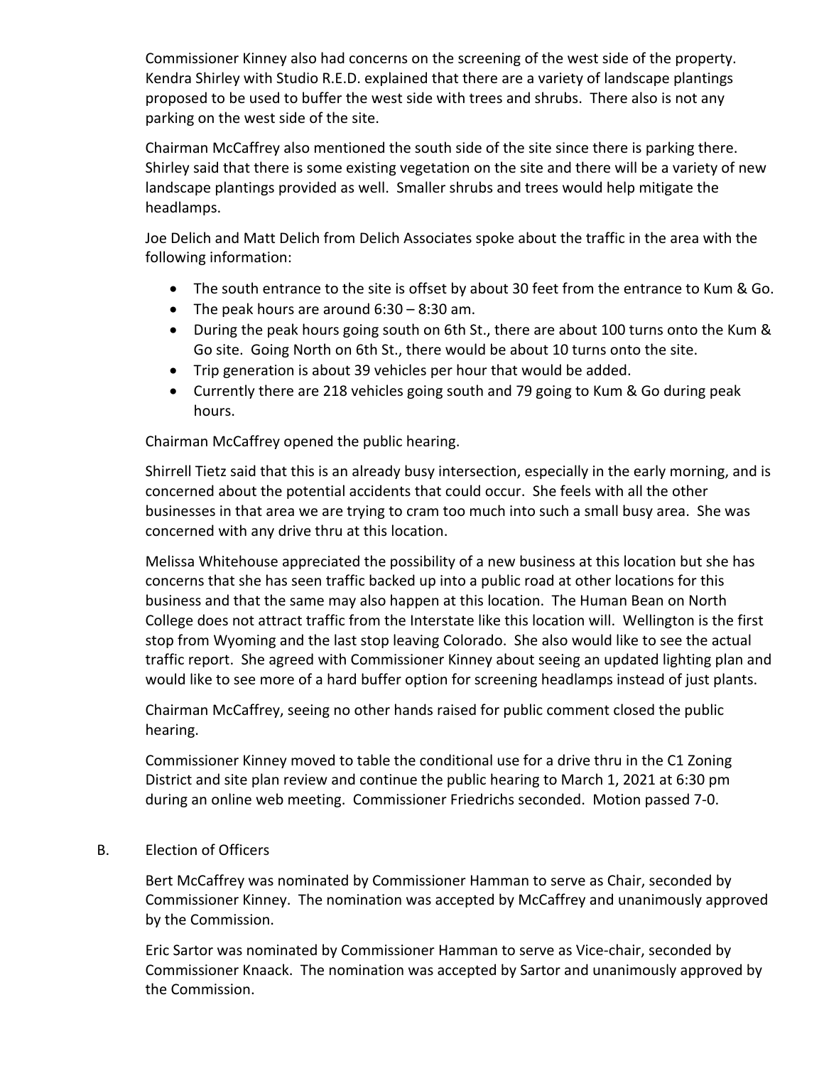Commissioner Kinney also had concerns on the screening of the west side of the property. Kendra Shirley with Studio R.E.D. explained that there are a variety of landscape plantings proposed to be used to buffer the west side with trees and shrubs. There also is not any parking on the west side of the site.

Chairman McCaffrey also mentioned the south side of the site since there is parking there. Shirley said that there is some existing vegetation on the site and there will be a variety of new landscape plantings provided as well. Smaller shrubs and trees would help mitigate the headlamps.

Joe Delich and Matt Delich from Delich Associates spoke about the traffic in the area with the following information:

- The south entrance to the site is offset by about 30 feet from the entrance to Kum & Go.
- The peak hours are around 6:30 – 8:30 am.
- During the peak hours going south on 6th St., there are about 100 turns onto the Kum & Go site. Going North on 6th St., there would be about 10 turns onto the site.
- Trip generation is about 39 vehicles per hour that would be added.
- Currently there are 218 vehicles going south and 79 going to Kum & Go during peak hours.

Chairman McCaffrey opened the public hearing.

Shirrell Tietz said that this is an already busy intersection, especially in the early morning, and is concerned about the potential accidents that could occur. She feels with all the other businesses in that area we are trying to cram too much into such a small busy area. She was concerned with any drive thru at this location.

Melissa Whitehouse appreciated the possibility of a new business at this location but she has concerns that she has seen traffic backed up into a public road at other locations for this business and that the same may also happen at this location. The Human Bean on North College does not attract traffic from the Interstate like this location will. Wellington is the first stop from Wyoming and the last stop leaving Colorado. She also would like to see the actual traffic report. She agreed with Commissioner Kinney about seeing an updated lighting plan and would like to see more of a hard buffer option for screening headlamps instead of just plants.

Chairman McCaffrey, seeing no other hands raised for public comment closed the public hearing.

Commissioner Kinney moved to table the conditional use for a drive thru in the C1 Zoning District and site plan review and continue the public hearing to March 1, 2021 at 6:30 pm during an online web meeting. Commissioner Friedrichs seconded. Motion passed 7-0.

B. Election of Officers

Bert McCaffrey was nominated by Commissioner Hamman to serve as Chair, seconded by Commissioner Kinney. The nomination was accepted by McCaffrey and unanimously approved by the Commission.

Eric Sartor was nominated by Commissioner Hamman to serve as Vice-chair, seconded by Commissioner Knaack. The nomination was accepted by Sartor and unanimously approved by the Commission.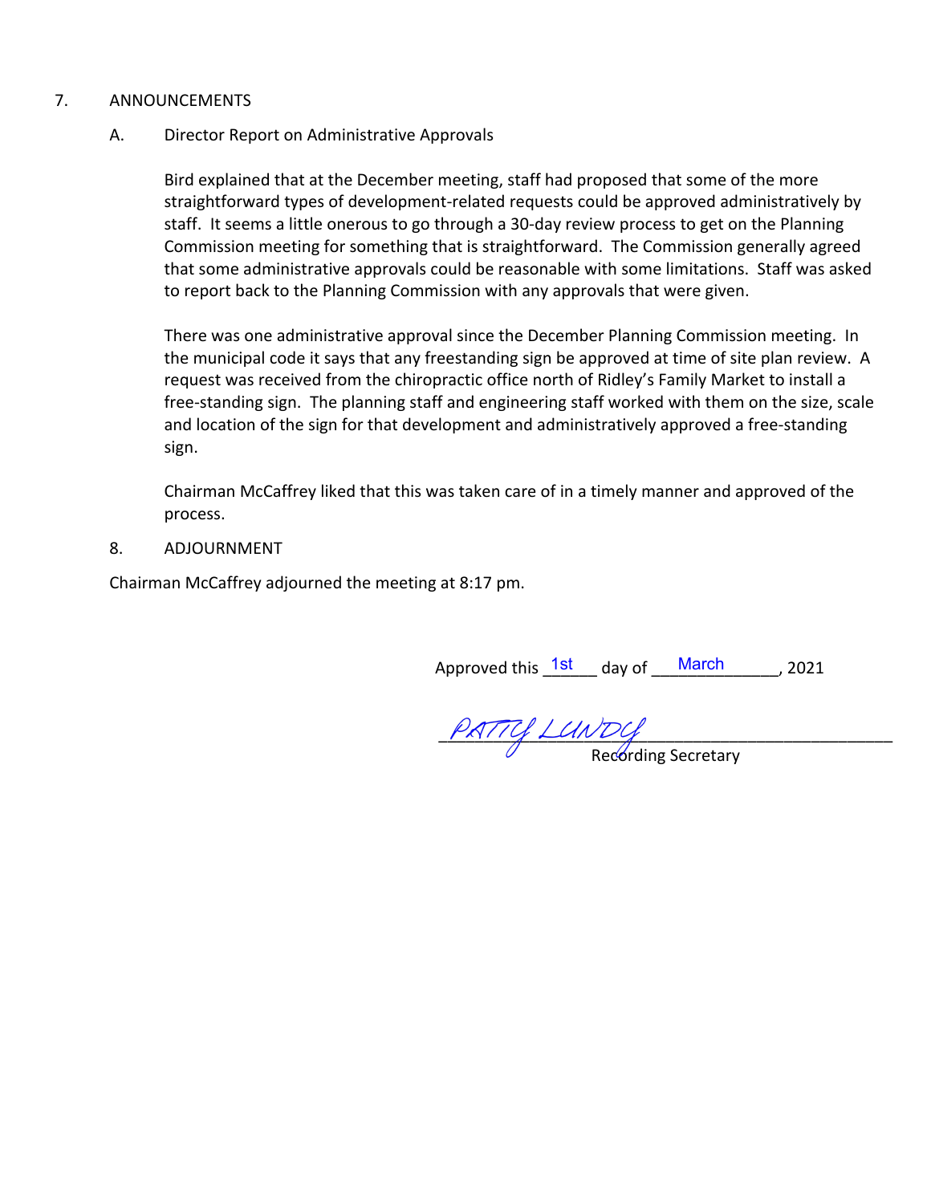7. ANNOUNCEMENTS

A. Director Report on Administrative Approvals

Bird explained that at the December meeting, staff had proposed that some of the more straightforward types of development-related requests could be approved administratively by staff. It seems a little onerous to go through a 30-day review process to get on the Planning Commission meeting for something that is straightforward. The Commission generally agreed that some administrative approvals could be reasonable with some limitations. Staff was asked to report back to the Planning Commission with any approvals that were given.

There was one administrative approval since the December Planning Commission meeting. In the municipal code it says that any freestanding sign be approved at time of site plan review. A request was received from the chiropractic office north of Ridley's Family Market to install a free-standing sign. The planning staff and engineering staff worked with them on the size, scale and location of the sign for that development and administratively approved a free-standing sign.

Chairman McCaffrey liked that this was taken care of in a timely manner and approved of the process.

8. ADJOURNMENT

Chairman McCaffrey adjourned the meeting at 8:17 pm.

Approved this 1st day of March, 2021

PATTY LUNDY
Recording Secretary